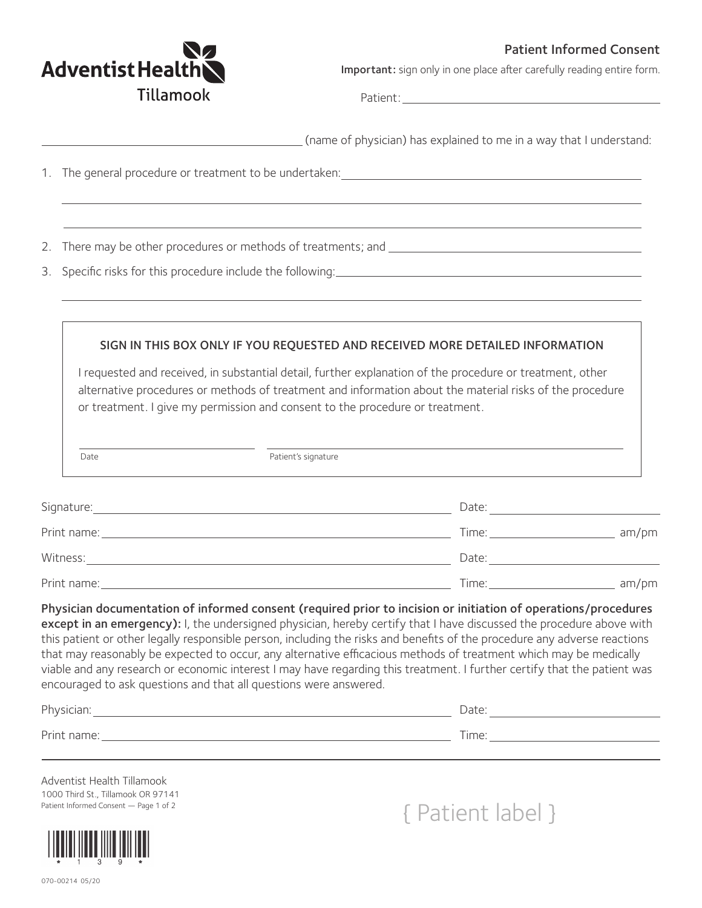Adventist Health
Tillamook

# Patient Informed Consent

**Important:** sign only in one place after carefully reading entire form.

Patient: ______________________________

______________________________ (name of physician) has explained to me in a way that I understand:

1. The general procedure or treatment to be undertaken: ______________________________

   ______________________________

   ______________________________

2. There may be other procedures or methods of treatments; and ______________________________
3. Specific risks for this procedure include the following: ______________________________

   ______________________________

---

**SIGN IN THIS BOX ONLY IF YOU REQUESTED AND RECEIVED MORE DETAILED INFORMATION**

I requested and received, in substantial detail, further explanation of the procedure or treatment, other alternative procedures or methods of treatment and information about the material risks of the procedure or treatment. I give my permission and consent to the procedure or treatment.

______________________ Date ______________________________ Patient's signature

---

Signature: ______________________________ Date: ______________________

Print name: ______________________________ Time: ______________ am/pm

Witness: ______________________________ Date: ______________________

Print name: ______________________________ Time: ______________ am/pm

**Physician documentation of informed consent (required prior to incision or initiation of operations/procedures except in an emergency):** I, the undersigned physician, hereby certify that I have discussed the procedure above with this patient or other legally responsible person, including the risks and benefits of the procedure any adverse reactions that may reasonably be expected to occur, any alternative efficacious methods of treatment which may be medically viable and any research or economic interest I may have regarding this treatment. I further certify that the patient was encouraged to ask questions and that all questions were answered.

Physician: ______________________________ Date: ______________________

Print name: ______________________________ Time: ______________________

---

Adventist Health Tillamook
1000 Third St., Tillamook OR 97141
Patient Informed Consent — Page 1 of 2

{ Patient label }

\* 1 3 9 \*

070-00214 05/20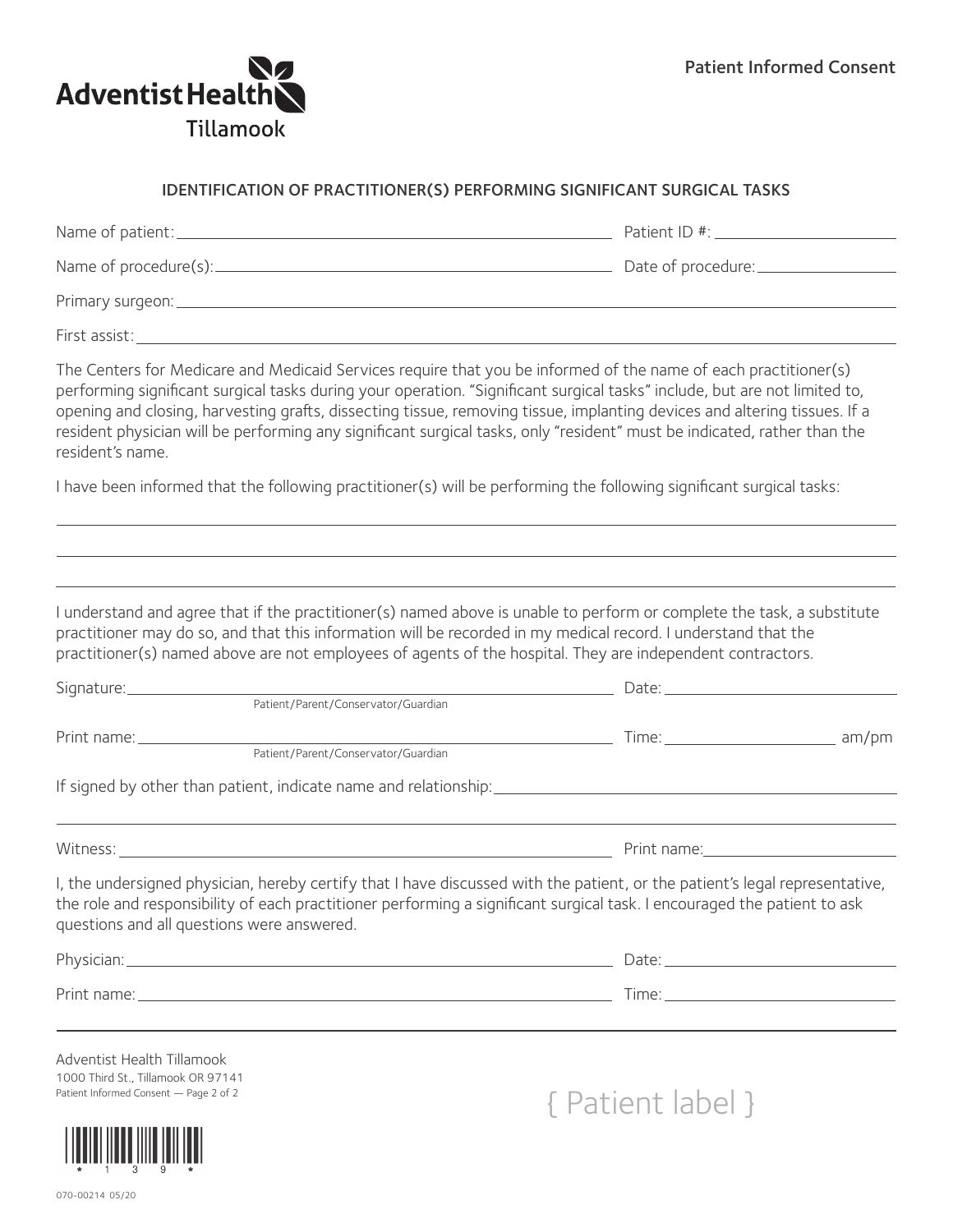Adventist Health Tillamook

Patient Informed Consent

## IDENTIFICATION OF PRACTITIONER(S) PERFORMING SIGNIFICANT SURGICAL TASKS

Name of patient: ______________________________ Patient ID #: ______________

Name of procedure(s): ______________________________ Date of procedure: ______________

Primary surgeon: ______________________________

First assist: ______________________________

The Centers for Medicare and Medicaid Services require that you be informed of the name of each practitioner(s) performing significant surgical tasks during your operation. "Significant surgical tasks" include, but are not limited to, opening and closing, harvesting grafts, dissecting tissue, removing tissue, implanting devices and altering tissues. If a resident physician will be performing any significant surgical tasks, only "resident" must be indicated, rather than the resident's name.

I have been informed that the following practitioner(s) will be performing the following significant surgical tasks:

______________________________

______________________________

______________________________

I understand and agree that if the practitioner(s) named above is unable to perform or complete the task, a substitute practitioner may do so, and that this information will be recorded in my medical record. I understand that the practitioner(s) named above are not employees of agents of the hospital. They are independent contractors.

Signature: ______________________________ Date: ______________
Patient/Parent/Conservator/Guardian

Print name: ______________________________ Time: ______________ am/pm
Patient/Parent/Conservator/Guardian

If signed by other than patient, indicate name and relationship: ______________________________

______________________________

Witness: ______________________________ Print name: ______________

I, the undersigned physician, hereby certify that I have discussed with the patient, or the patient's legal representative, the role and responsibility of each practitioner performing a significant surgical task. I encouraged the patient to ask questions and all questions were answered.

Physician: ______________________________ Date: ______________

Print name: ______________________________ Time: ______________

Adventist Health Tillamook
1000 Third St., Tillamook OR 97141
Patient Informed Consent — Page 2 of 2

{ Patient label }

\* 1 3 9 \*

070-00214 05/20